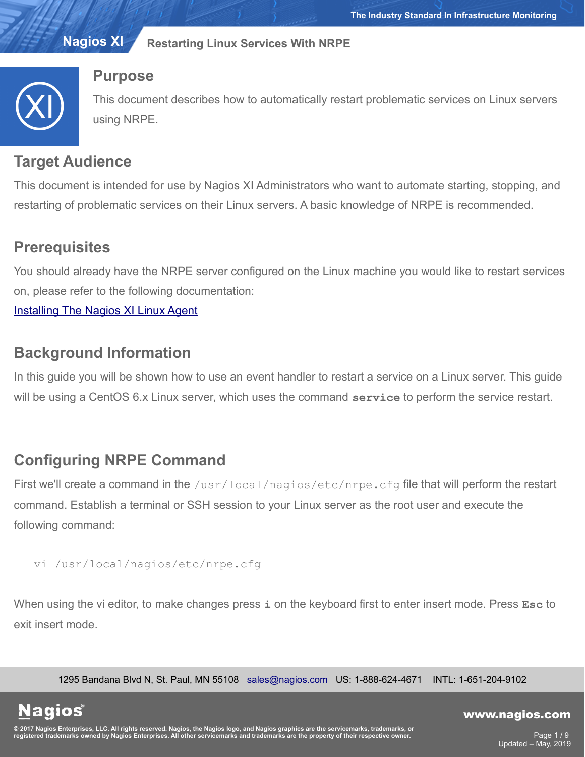# Restarting Linux Services With NRPE

## Purpose

This document describes how to automatically restart problematic services on Linux servers using NRPE.

## Target Audience

This document is intended for use by Nagios XI Administrators who want to automate starting, stopping, and restarting of problematic services on their Linux servers. A basic knowledge of NRPE is recommended.

## Prerequisites

You should already have the NRPE server configured on the Linux machine you would like to restart services on, please refer to the following documentation:

[Installing The Nagios XI Linux Agent]()

## Background Information

In this guide you will be shown how to use an event handler to restart a service on a Linux server. This guide will be using a CentOS 6.x Linux server, which uses the command **`service`** to perform the service restart.

## Configuring NRPE Command

First we'll create a command in the `/usr/local/nagios/etc/nrpe.cfg` file that will perform the restart command. Establish a terminal or SSH session to your Linux server as the root user and execute the following command:

```
vi /usr/local/nagios/etc/nrpe.cfg
```

When using the vi editor, to make changes press **`i`** on the keyboard first to enter insert mode. Press **`Esc`** to exit insert mode.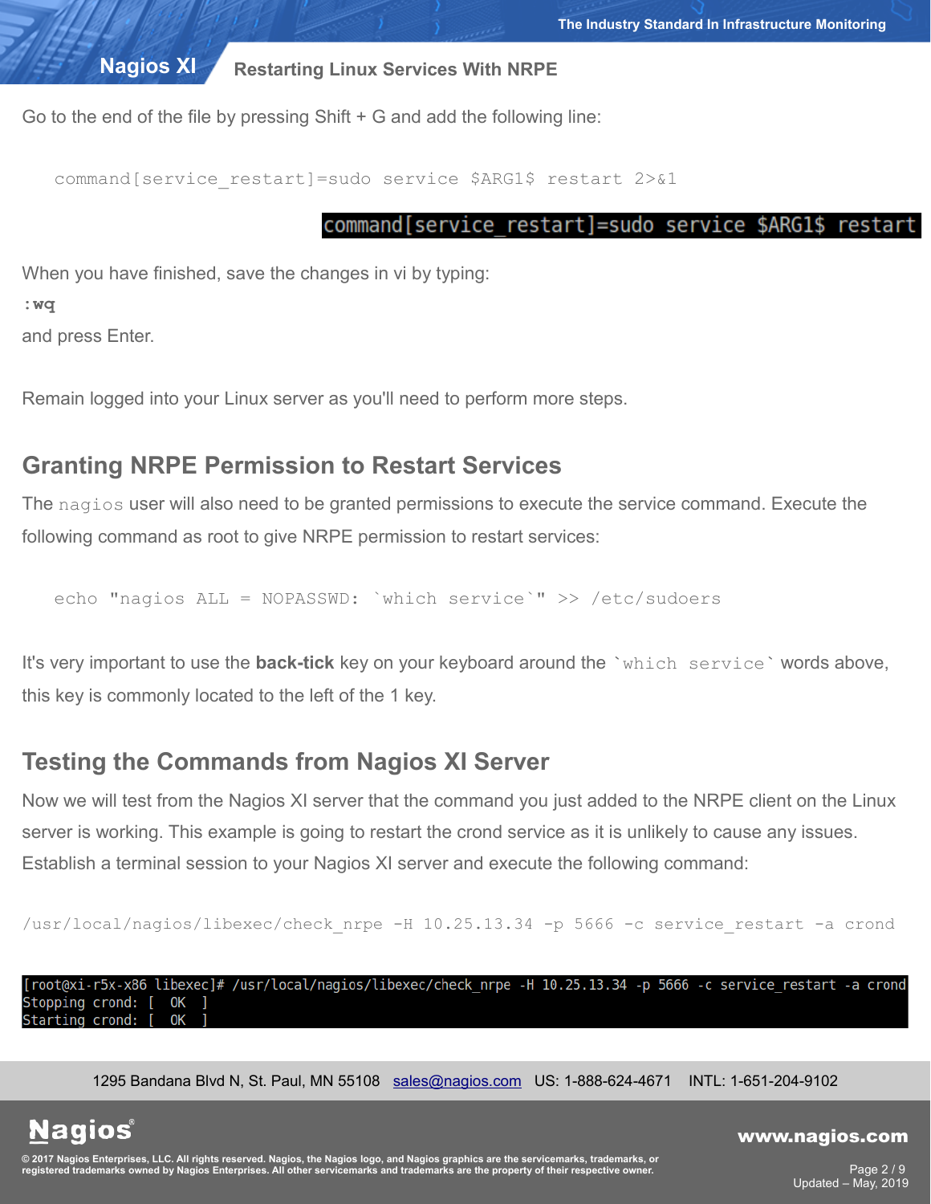Go to the end of the file by pressing Shift + G and add the following line:

```
command[service_restart]=sudo service $ARG1$ restart 2>&1
```

```
command[service_restart]=sudo service $ARG1$ restart
```

When you have finished, save the changes in vi by typing:

**:wq**

and press Enter.

Remain logged into your Linux server as you'll need to perform more steps.

## Granting NRPE Permission to Restart Services

The `nagios` user will also need to be granted permissions to execute the service command. Execute the following command as root to give NRPE permission to restart services:

```
echo "nagios ALL = NOPASSWD: `which service`" >> /etc/sudoers
```

It's very important to use the **back-tick** key on your keyboard around the `` `which service` `` words above, this key is commonly located to the left of the 1 key.

## Testing the Commands from Nagios XI Server

Now we will test from the Nagios XI server that the command you just added to the NRPE client on the Linux server is working. This example is going to restart the crond service as it is unlikely to cause any issues. Establish a terminal session to your Nagios XI server and execute the following command:

```
/usr/local/nagios/libexec/check_nrpe -H 10.25.13.34 -p 5666 -c service_restart -a crond
```

```
[root@xi-r5x-x86 libexec]# /usr/local/nagios/libexec/check_nrpe -H 10.25.13.34 -p 5666 -c service_restart -a crond
Stopping crond: [  OK  ]
Starting crond: [  OK  ]
```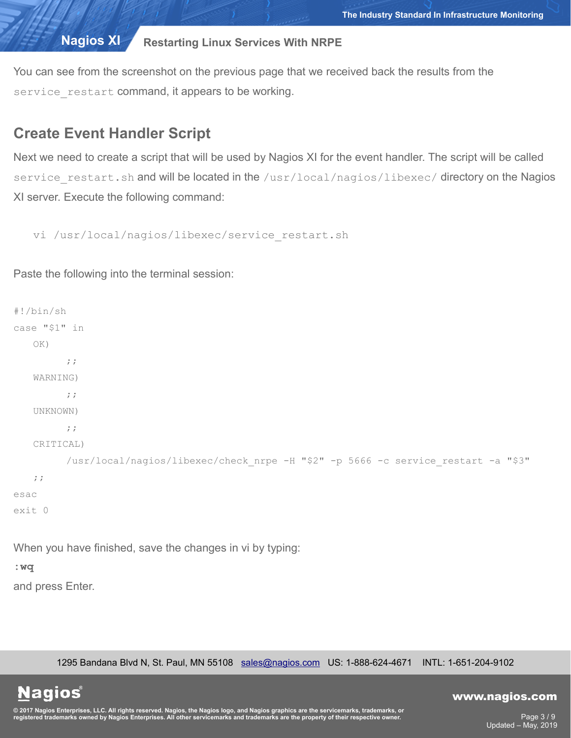You can see from the screenshot on the previous page that we received back the results from the `service_restart` command, it appears to be working.

## Create Event Handler Script

Next we need to create a script that will be used by Nagios XI for the event handler. The script will be called `service_restart.sh` and will be located in the `/usr/local/nagios/libexec/` directory on the Nagios XI server. Execute the following command:

```
vi /usr/local/nagios/libexec/service_restart.sh
```

Paste the following into the terminal session:

```
#!/bin/sh
case "$1" in
    OK)
          ;;
    WARNING)
          ;;
    UNKNOWN)
          ;;
    CRITICAL)
          /usr/local/nagios/libexec/check_nrpe -H "$2" -p 5666 -c service_restart -a "$3"
    ;;
esac
exit 0
```

When you have finished, save the changes in vi by typing:

**:wq**

and press Enter.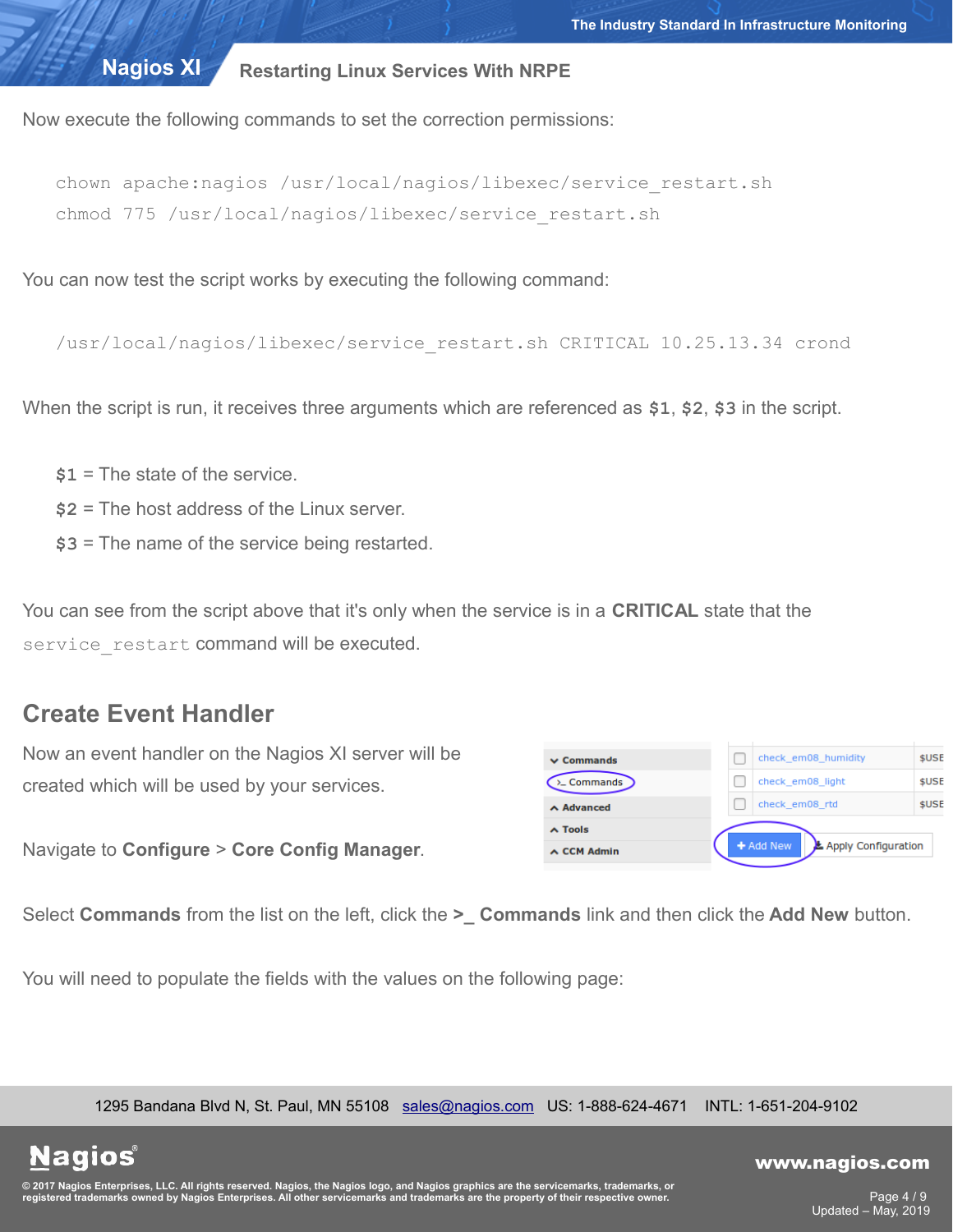Now execute the following commands to set the correction permissions:

```
chown apache:nagios /usr/local/nagios/libexec/service_restart.sh
chmod 775 /usr/local/nagios/libexec/service_restart.sh
```

You can now test the script works by executing the following command:

```
/usr/local/nagios/libexec/service_restart.sh CRITICAL 10.25.13.34 crond
```

When the script is run, it receives three arguments which are referenced as `$1`, `$2`, `$3` in the script.

- `$1` = The state of the service.
- `$2` = The host address of the Linux server.
- `$3` = The name of the service being restarted.

You can see from the script above that it's only when the service is in a **CRITICAL** state that the `service_restart` command will be executed.

## Create Event Handler

Now an event handler on the Nagios XI server will be created which will be used by your services.

Navigate to **Configure** > **Core Config Manager**.

Select **Commands** from the list on the left, click the **>_ Commands** link and then click the **Add New** button.

You will need to populate the fields with the values on the following page: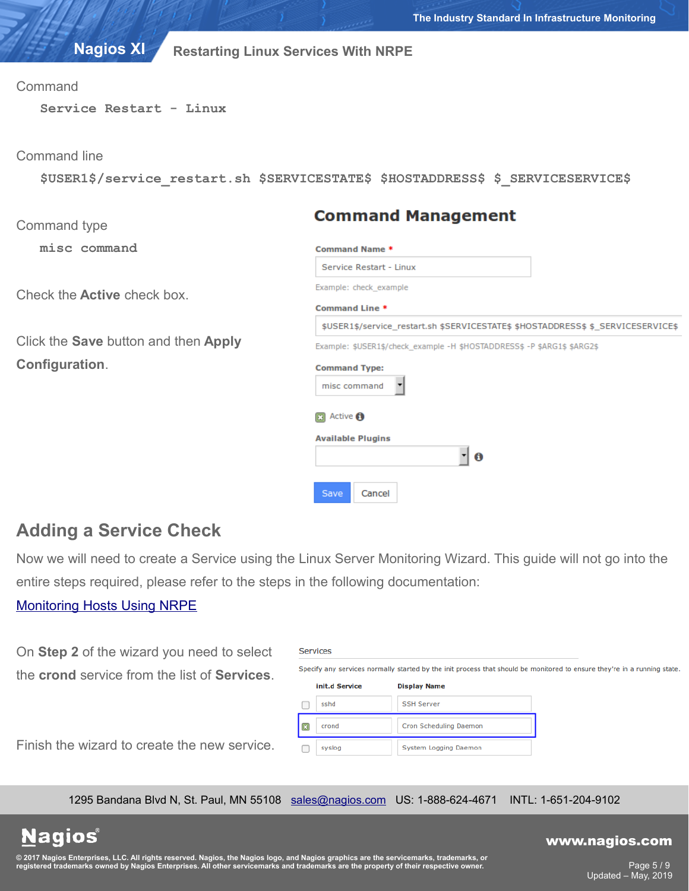Command

```
Service Restart - Linux
```

Command line

```
$USER1$/service_restart.sh $SERVICESTATE$ $HOSTADDRESS$ $_SERVICESERVICE$
```

Command type

```
misc command
```

Check the **Active** check box.

Click the **Save** button and then **Apply Configuration**.

## Adding a Service Check

Now we will need to create a Service using the Linux Server Monitoring Wizard. This guide will not go into the entire steps required, please refer to the steps in the following documentation:

[Monitoring Hosts Using NRPE]()

On **Step 2** of the wizard you need to select the **crond** service from the list of **Services**.

Finish the wizard to create the new service.

1295 Bandana Blvd N, St. Paul, MN 55108 sales@nagios.com US: 1-888-624-4671 INTL: 1-651-204-9102

© 2017 Nagios Enterprises, LLC. All rights reserved. Nagios, the Nagios logo, and Nagios graphics are the servicemarks, trademarks, or registered trademarks owned by Nagios Enterprises. All other servicemarks and trademarks are the property of their respective owner.

www.nagios.com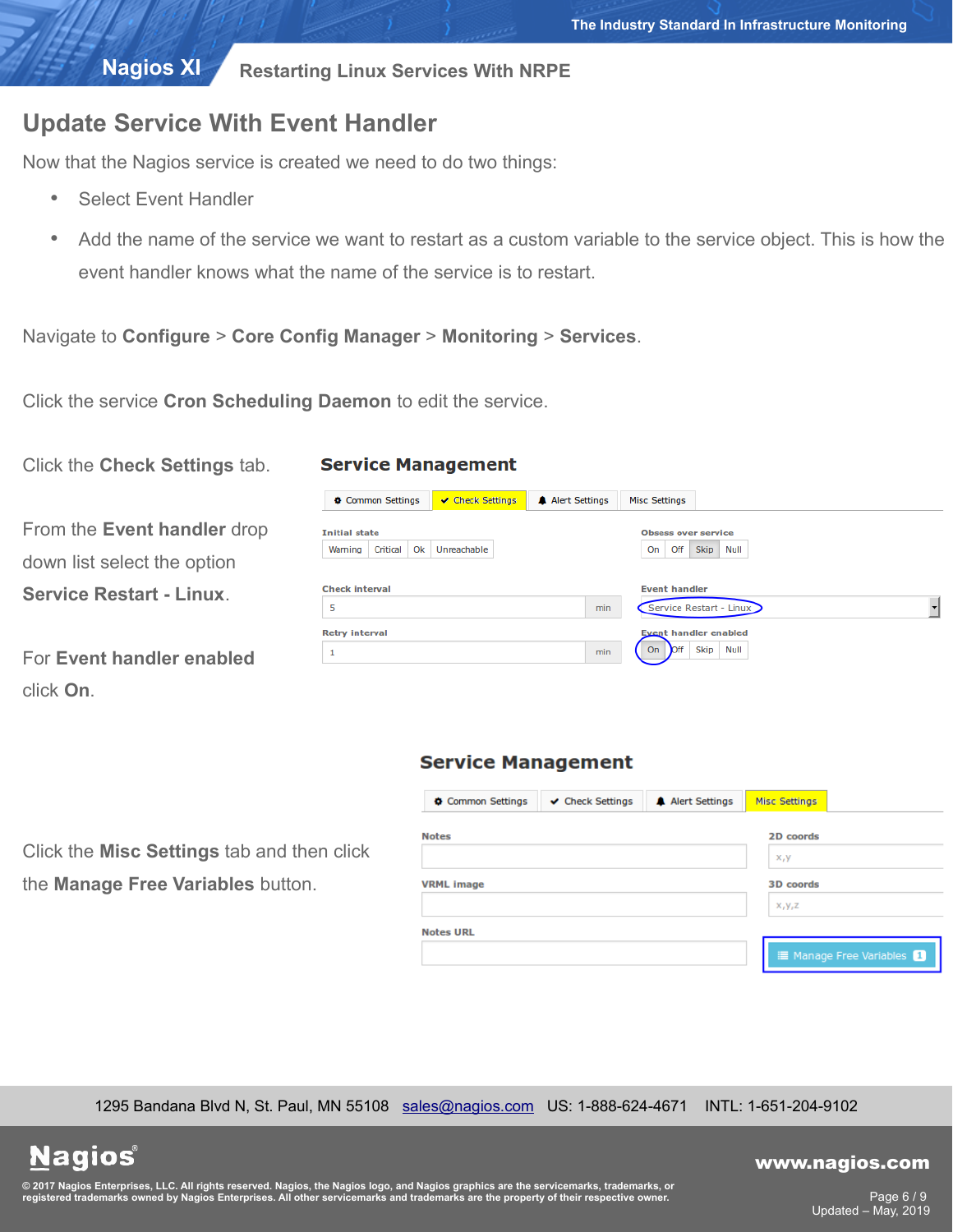# Update Service With Event Handler

Now that the Nagios service is created we need to do two things:

- Select Event Handler
- Add the name of the service we want to restart as a custom variable to the service object. This is how the event handler knows what the name of the service is to restart.

Navigate to **Configure** > **Core Config Manager** > **Monitoring** > **Services**.

Click the service **Cron Scheduling Daemon** to edit the service.

Click the **Check Settings** tab.

From the **Event handler** drop down list select the option **Service Restart - Linux**.

For **Event handler enabled** click **On**.

Click the **Misc Settings** tab and then click the **Manage Free Variables** button.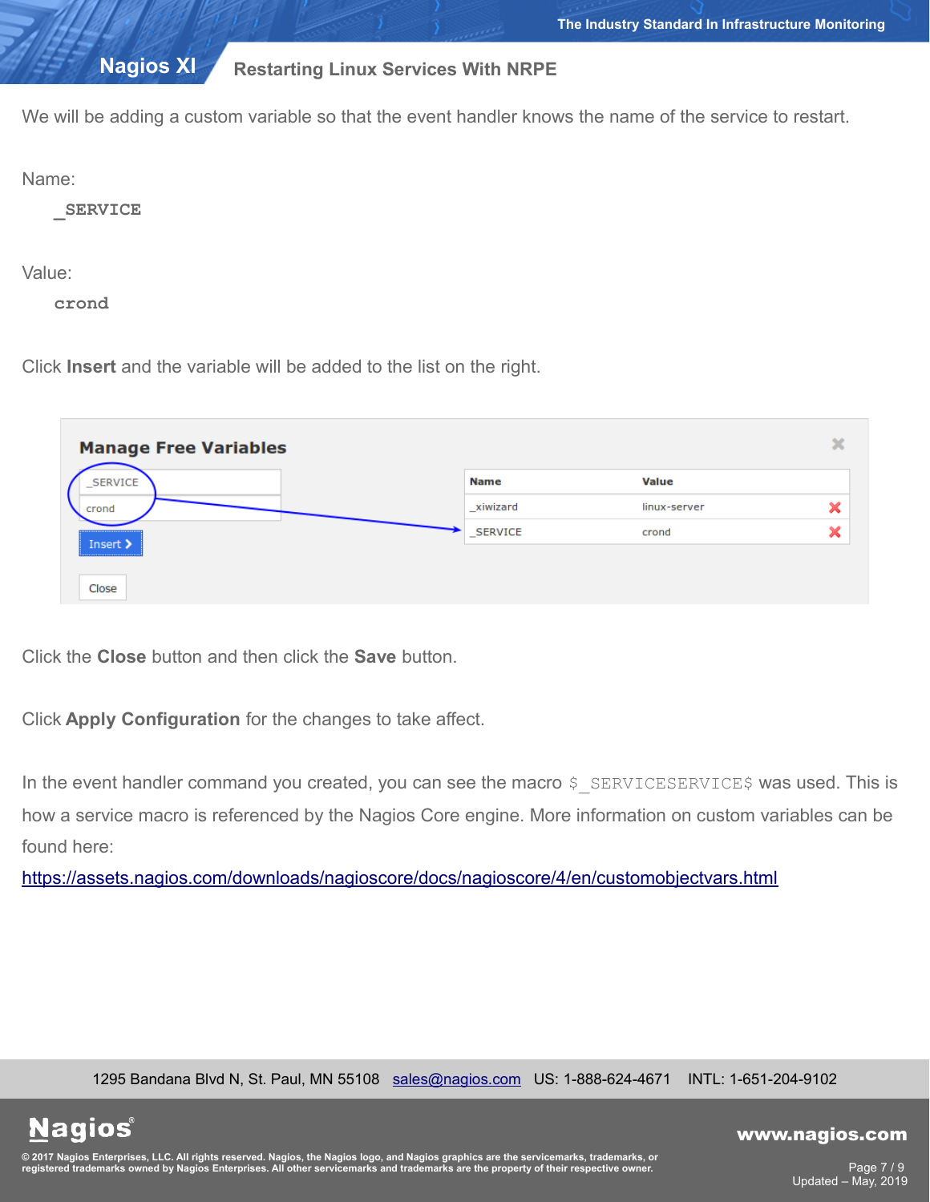We will be adding a custom variable so that the event handler knows the name of the service to restart.

Name:

```
_SERVICE
```

Value:

```
crond
```

Click **Insert** and the variable will be added to the list on the right.

Click the **Close** button and then click the **Save** button.

Click **Apply Configuration** for the changes to take affect.

In the event handler command you created, you can see the macro `$_SERVICESERVICE$` was used. This is how a service macro is referenced by the Nagios Core engine. More information on custom variables can be found here:

https://assets.nagios.com/downloads/nagioscore/docs/nagioscore/4/en/customobjectvars.html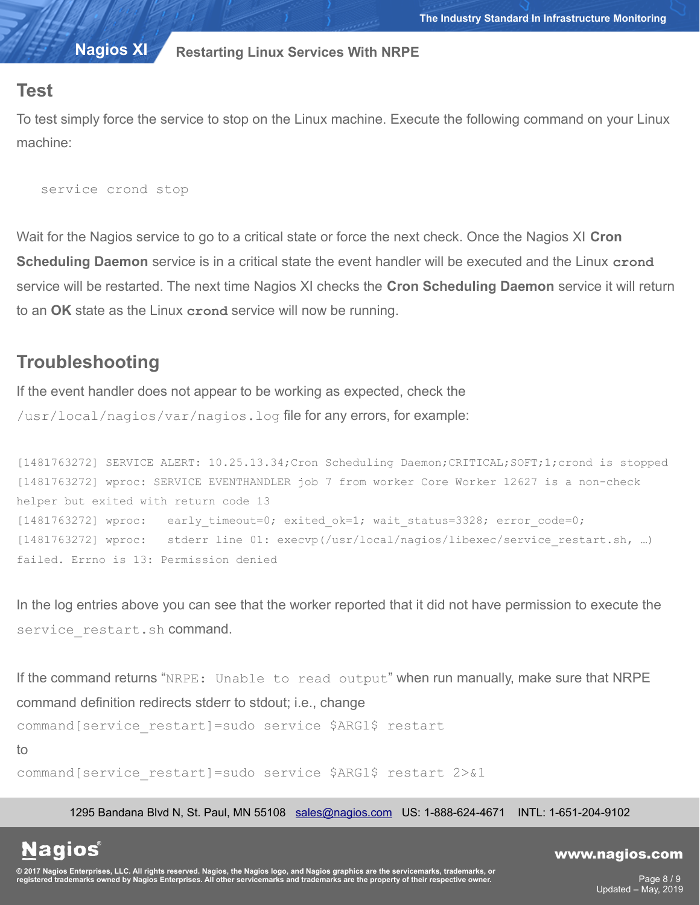## Test

To test simply force the service to stop on the Linux machine. Execute the following command on your Linux machine:

```
service crond stop
```

Wait for the Nagios service to go to a critical state or force the next check. Once the Nagios XI **Cron Scheduling Daemon** service is in a critical state the event handler will be executed and the Linux **`crond`** service will be restarted. The next time Nagios XI checks the **Cron Scheduling Daemon** service it will return to an **OK** state as the Linux **`crond`** service will now be running.

## Troubleshooting

If the event handler does not appear to be working as expected, check the `/usr/local/nagios/var/nagios.log` file for any errors, for example:

```
[1481763272] SERVICE ALERT: 10.25.13.34;Cron Scheduling Daemon;CRITICAL;SOFT;1;crond is stopped
[1481763272] wproc: SERVICE EVENTHANDLER job 7 from worker Core Worker 12627 is a non-check
helper but exited with return code 13
[1481763272] wproc:   early_timeout=0; exited_ok=1; wait_status=3328; error_code=0;
[1481763272] wproc:   stderr line 01: execvp(/usr/local/nagios/libexec/service_restart.sh, …)
failed. Errno is 13: Permission denied
```

In the log entries above you can see that the worker reported that it did not have permission to execute the `service_restart.sh` command.

If the command returns "`NRPE: Unable to read output`" when run manually, make sure that NRPE command definition redirects stderr to stdout; i.e., change

`command[service_restart]=sudo service $ARG1$ restart`

to

`command[service_restart]=sudo service $ARG1$ restart 2>&1`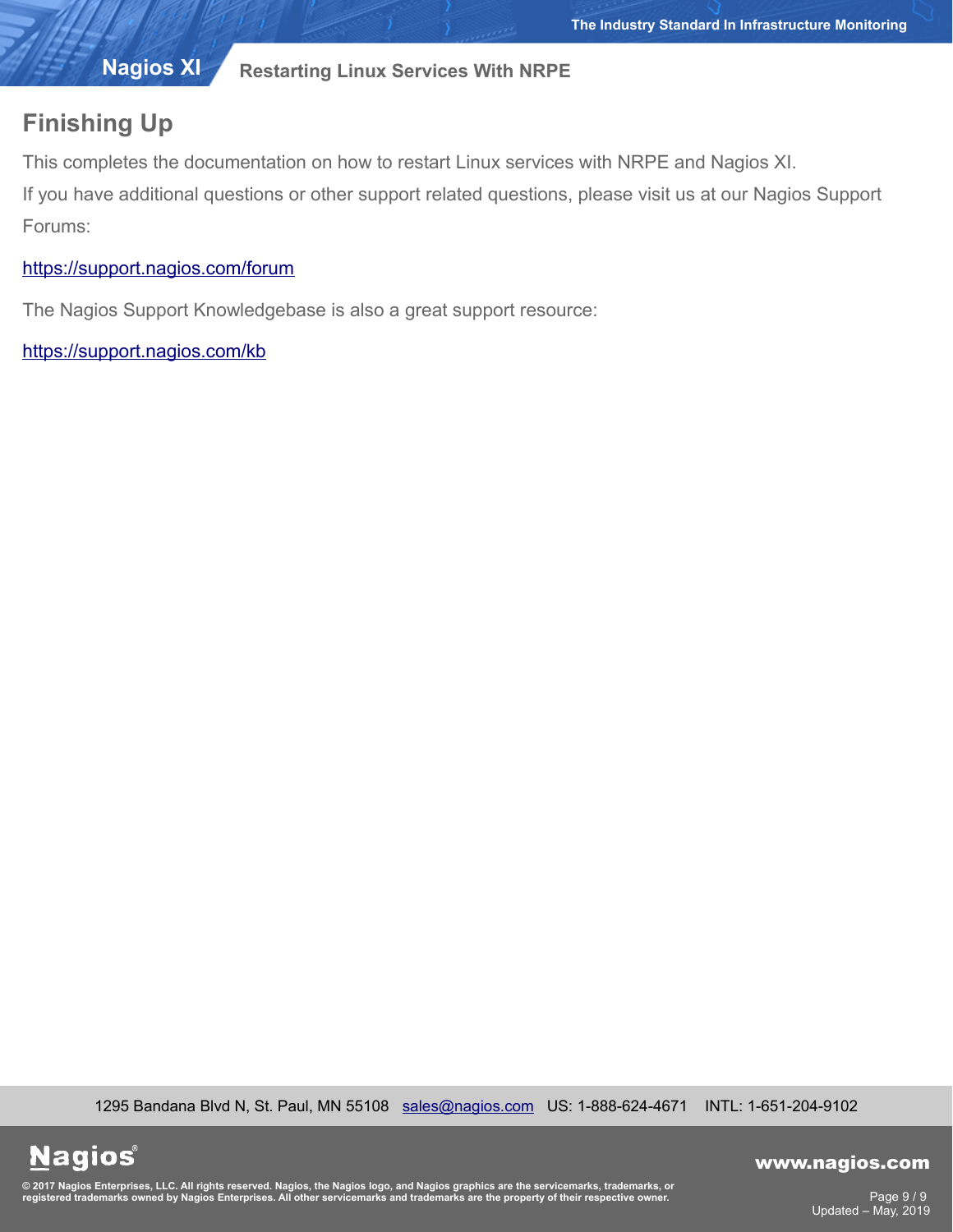## Finishing Up

This completes the documentation on how to restart Linux services with NRPE and Nagios XI.

If you have additional questions or other support related questions, please visit us at our Nagios Support Forums:

https://support.nagios.com/forum

The Nagios Support Knowledgebase is also a great support resource:

https://support.nagios.com/kb